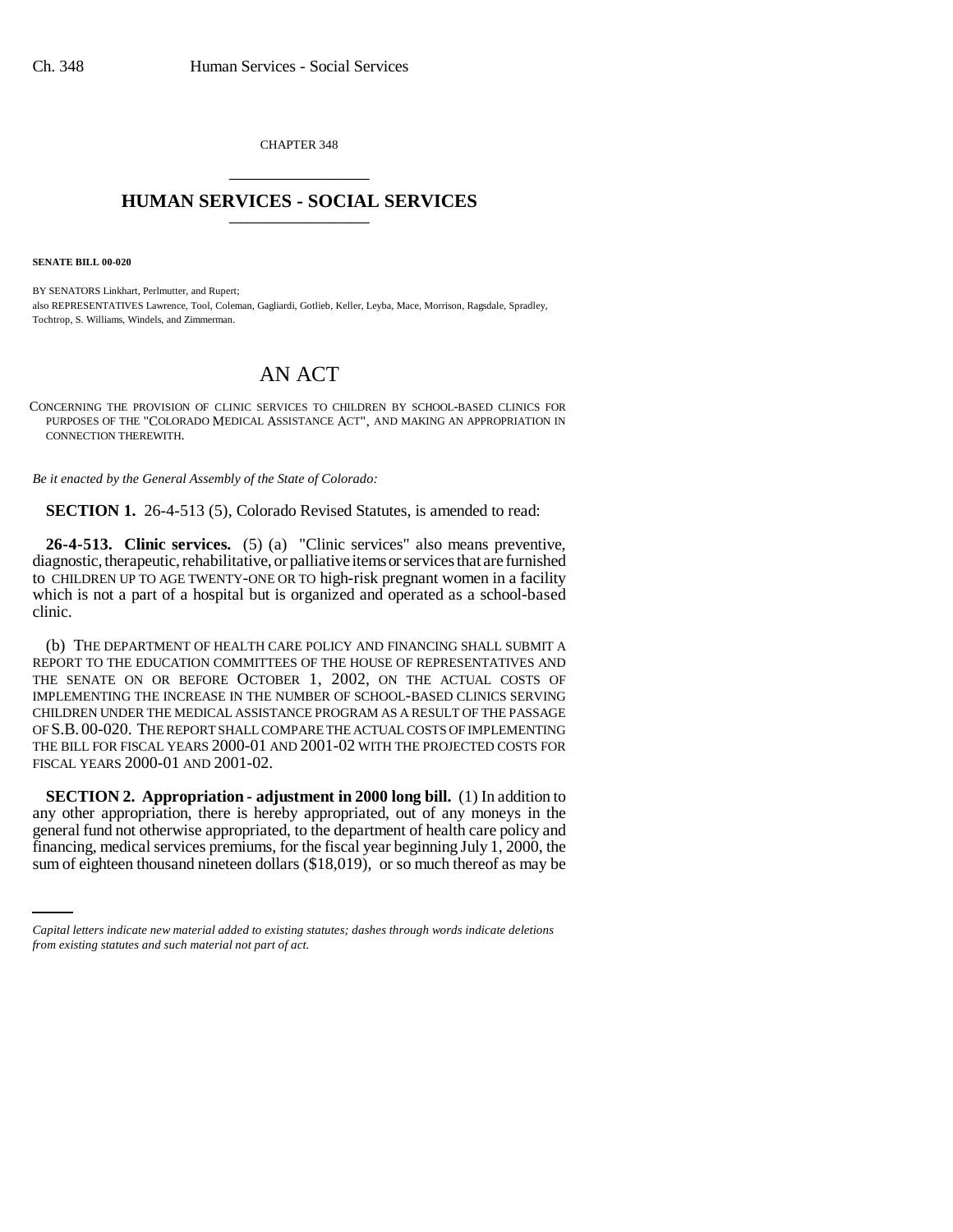CHAPTER 348

# HUMAN SERVICES - SOCIAL SERVICES

**SENATE BILL 00-020**

BY SENATORS Linkhart, Perlmutter, and Rupert;
also REPRESENTATIVES Lawrence, Tool, Coleman, Gagliardi, Gotlieb, Keller, Leyba, Mace, Morrison, Ragsdale, Spradley, Tochtrop, S. Williams, Windels, and Zimmerman.

# AN ACT

CONCERNING THE PROVISION OF CLINIC SERVICES TO CHILDREN BY SCHOOL-BASED CLINICS FOR PURPOSES OF THE "COLORADO MEDICAL ASSISTANCE ACT", AND MAKING AN APPROPRIATION IN CONNECTION THEREWITH.

*Be it enacted by the General Assembly of the State of Colorado:*

**SECTION 1.** 26-4-513 (5), Colorado Revised Statutes, is amended to read:

**26-4-513. Clinic services.** (5) (a) "Clinic services" also means preventive, diagnostic, therapeutic, rehabilitative, or palliative items or services that are furnished to CHILDREN UP TO AGE TWENTY-ONE OR TO high-risk pregnant women in a facility which is not a part of a hospital but is organized and operated as a school-based clinic.

(b) THE DEPARTMENT OF HEALTH CARE POLICY AND FINANCING SHALL SUBMIT A REPORT TO THE EDUCATION COMMITTEES OF THE HOUSE OF REPRESENTATIVES AND THE SENATE ON OR BEFORE OCTOBER 1, 2002, ON THE ACTUAL COSTS OF IMPLEMENTING THE INCREASE IN THE NUMBER OF SCHOOL-BASED CLINICS SERVING CHILDREN UNDER THE MEDICAL ASSISTANCE PROGRAM AS A RESULT OF THE PASSAGE OF S.B. 00-020. THE REPORT SHALL COMPARE THE ACTUAL COSTS OF IMPLEMENTING THE BILL FOR FISCAL YEARS 2000-01 AND 2001-02 WITH THE PROJECTED COSTS FOR FISCAL YEARS 2000-01 AND 2001-02.

**SECTION 2. Appropriation - adjustment in 2000 long bill.** (1) In addition to any other appropriation, there is hereby appropriated, out of any moneys in the general fund not otherwise appropriated, to the department of health care policy and financing, medical services premiums, for the fiscal year beginning July 1, 2000, the sum of eighteen thousand nineteen dollars ($18,019), or so much thereof as may be

*Capital letters indicate new material added to existing statutes; dashes through words indicate deletions from existing statutes and such material not part of act.*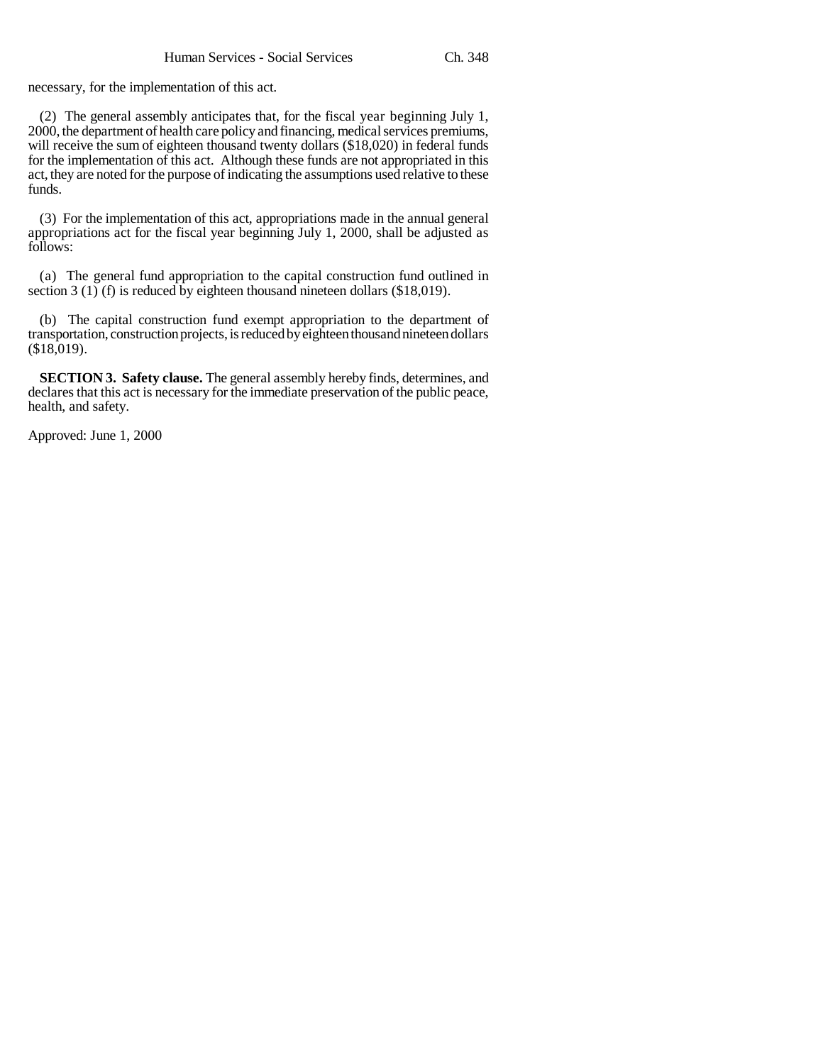necessary, for the implementation of this act.

(2) The general assembly anticipates that, for the fiscal year beginning July 1, 2000, the department of health care policy and financing, medical services premiums, will receive the sum of eighteen thousand twenty dollars ($18,020) in federal funds for the implementation of this act. Although these funds are not appropriated in this act, they are noted for the purpose of indicating the assumptions used relative to these funds.

(3) For the implementation of this act, appropriations made in the annual general appropriations act for the fiscal year beginning July 1, 2000, shall be adjusted as follows:

(a) The general fund appropriation to the capital construction fund outlined in section 3 (1) (f) is reduced by eighteen thousand nineteen dollars ($18,019).

(b) The capital construction fund exempt appropriation to the department of transportation, construction projects, is reduced by eighteen thousand nineteen dollars ($18,019).

**SECTION 3. Safety clause.** The general assembly hereby finds, determines, and declares that this act is necessary for the immediate preservation of the public peace, health, and safety.

Approved: June 1, 2000